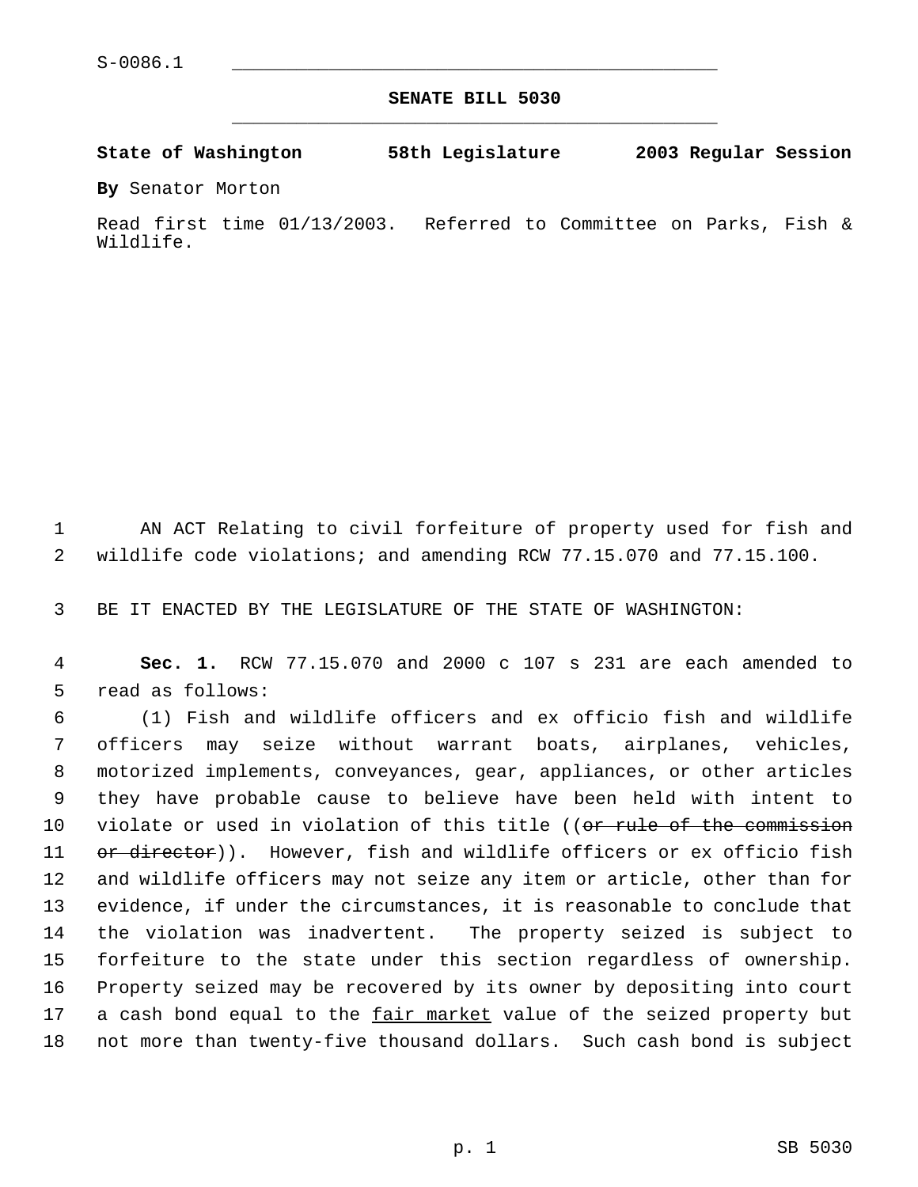S-0086.1

# SENATE BILL 5030

**State of Washington 58th Legislature 2003 Regular Session**

**By** Senator Morton

Read first time 01/13/2003. Referred to Committee on Parks, Fish & Wildlife.

AN ACT Relating to civil forfeiture of property used for fish and wildlife code violations; and amending RCW 77.15.070 and 77.15.100.

BE IT ENACTED BY THE LEGISLATURE OF THE STATE OF WASHINGTON:

**Sec. 1.** RCW 77.15.070 and 2000 c 107 s 231 are each amended to read as follows:

(1) Fish and wildlife officers and ex officio fish and wildlife officers may seize without warrant boats, airplanes, vehicles, motorized implements, conveyances, gear, appliances, or other articles they have probable cause to believe have been held with intent to violate or used in violation of this title ((~~or rule of the commission or director~~)). However, fish and wildlife officers or ex officio fish and wildlife officers may not seize any item or article, other than for evidence, if under the circumstances, it is reasonable to conclude that the violation was inadvertent. The property seized is subject to forfeiture to the state under this section regardless of ownership. Property seized may be recovered by its owner by depositing into court a cash bond equal to the <u>fair market</u> value of the seized property but not more than twenty-five thousand dollars. Such cash bond is subject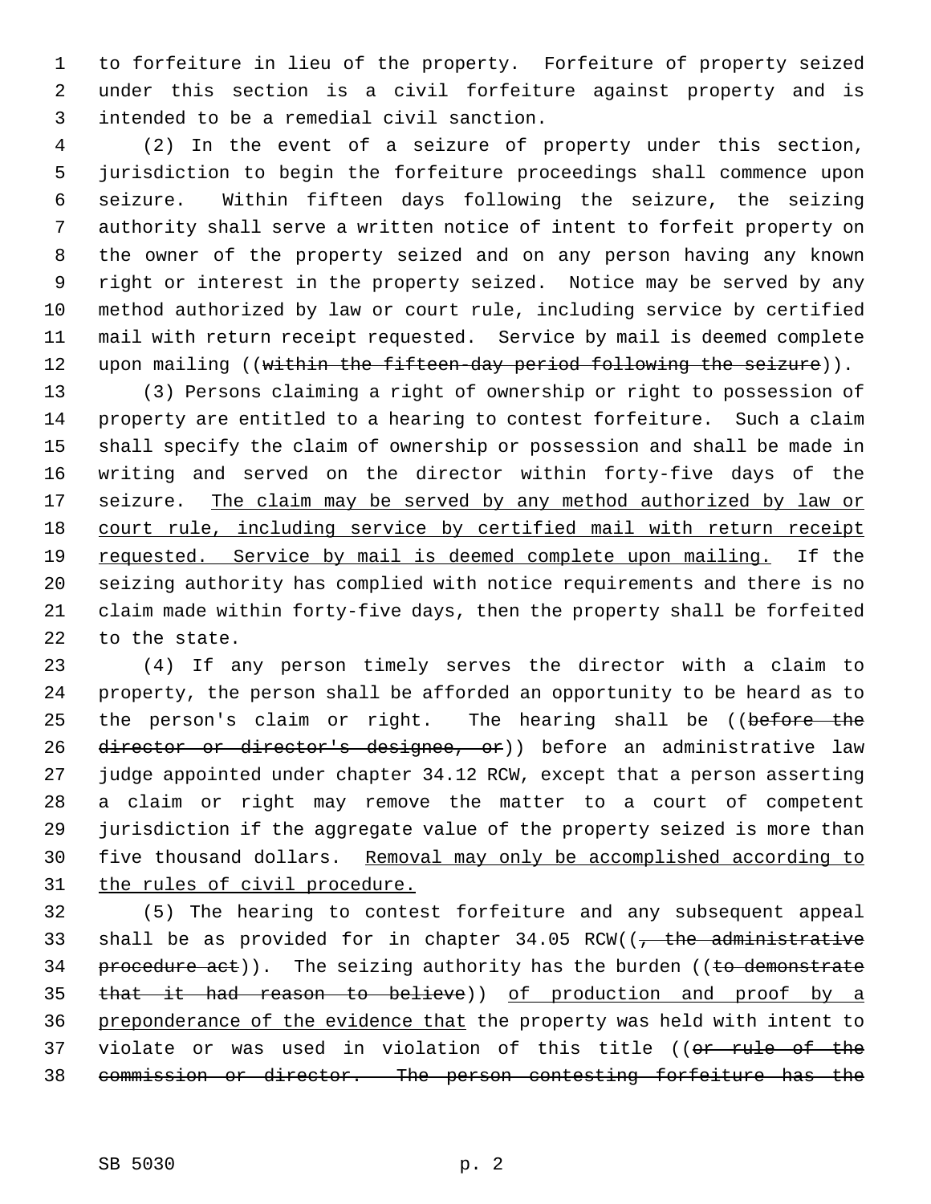to forfeiture in lieu of the property. Forfeiture of property seized under this section is a civil forfeiture against property and is intended to be a remedial civil sanction.

(2) In the event of a seizure of property under this section, jurisdiction to begin the forfeiture proceedings shall commence upon seizure. Within fifteen days following the seizure, the seizing authority shall serve a written notice of intent to forfeit property on the owner of the property seized and on any person having any known right or interest in the property seized. Notice may be served by any method authorized by law or court rule, including service by certified mail with return receipt requested. Service by mail is deemed complete upon mailing ((~~within the fifteen-day period following the seizure~~)).

(3) Persons claiming a right of ownership or right to possession of property are entitled to a hearing to contest forfeiture. Such a claim shall specify the claim of ownership or possession and shall be made in writing and served on the director within forty-five days of the seizure. <u>The claim may be served by any method authorized by law or court rule, including service by certified mail with return receipt requested. Service by mail is deemed complete upon mailing.</u> If the seizing authority has complied with notice requirements and there is no claim made within forty-five days, then the property shall be forfeited to the state.

(4) If any person timely serves the director with a claim to property, the person shall be afforded an opportunity to be heard as to the person's claim or right. The hearing shall be ((~~before the director or director's designee, or~~)) before an administrative law judge appointed under chapter 34.12 RCW, except that a person asserting a claim or right may remove the matter to a court of competent jurisdiction if the aggregate value of the property seized is more than five thousand dollars. <u>Removal may only be accomplished according to the rules of civil procedure.</u>

(5) The hearing to contest forfeiture and any subsequent appeal shall be as provided for in chapter 34.05 RCW((~~, the administrative procedure act~~)). The seizing authority has the burden ((~~to demonstrate that it had reason to believe~~)) <u>of production and proof by a preponderance of the evidence that</u> the property was held with intent to violate or was used in violation of this title ((~~or rule of the commission or director. The person contesting forfeiture has the~~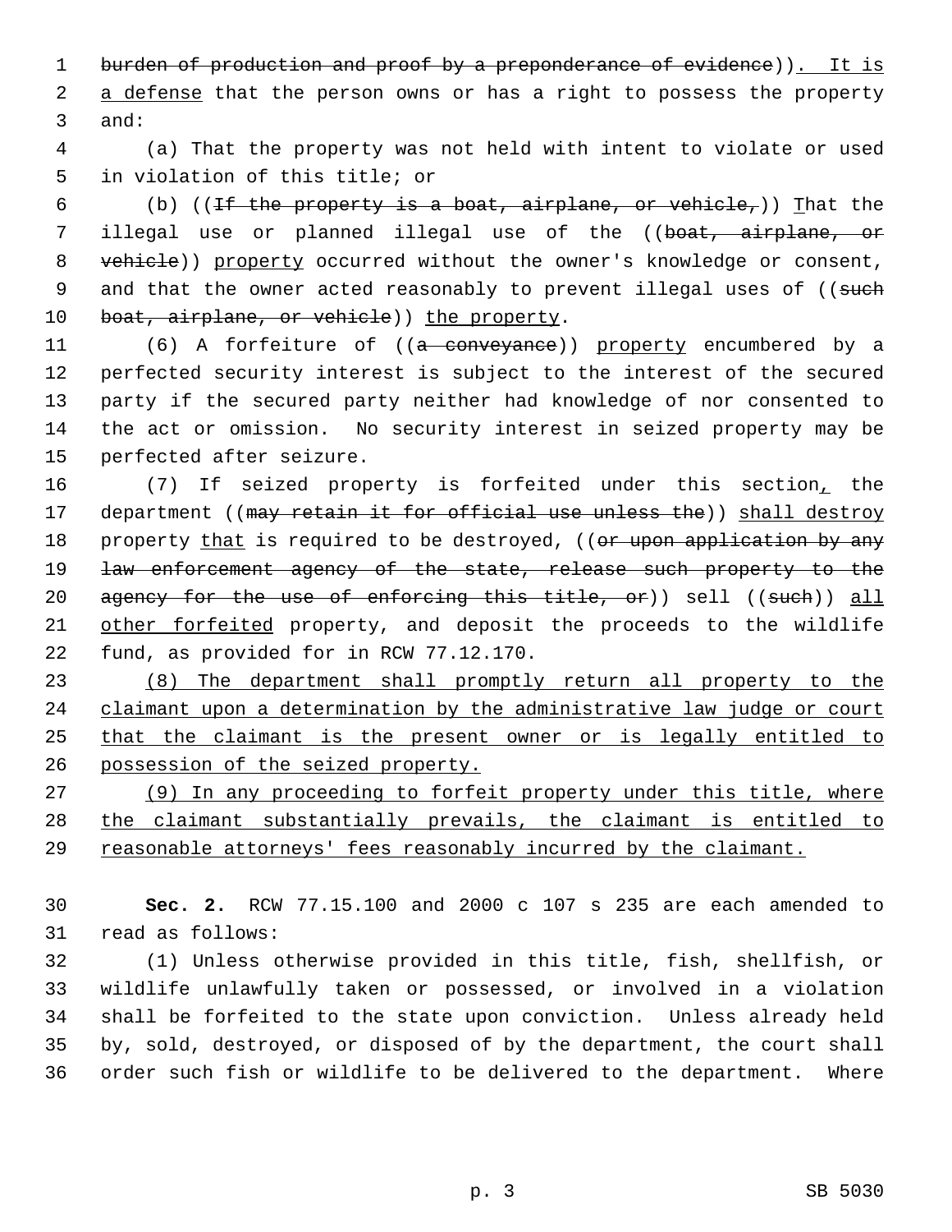burden of production and proof by a preponderance of evidence)). It is a defense that the person owns or has a right to possess the property and:

(a) That the property was not held with intent to violate or used in violation of this title; or

(b) ((If the property is a boat, airplane, or vehicle,)) That the illegal use or planned illegal use of the ((boat, airplane, or vehicle)) property occurred without the owner's knowledge or consent, and that the owner acted reasonably to prevent illegal uses of ((such boat, airplane, or vehicle)) the property.

(6) A forfeiture of ((a conveyance)) property encumbered by a perfected security interest is subject to the interest of the secured party if the secured party neither had knowledge of nor consented to the act or omission. No security interest in seized property may be perfected after seizure.

(7) If seized property is forfeited under this section, the department ((may retain it for official use unless the)) shall destroy property that is required to be destroyed, ((or upon application by any law enforcement agency of the state, release such property to the agency for the use of enforcing this title, or)) sell ((such)) all other forfeited property, and deposit the proceeds to the wildlife fund, as provided for in RCW 77.12.170.

(8) The department shall promptly return all property to the claimant upon a determination by the administrative law judge or court that the claimant is the present owner or is legally entitled to possession of the seized property.

(9) In any proceeding to forfeit property under this title, where the claimant substantially prevails, the claimant is entitled to reasonable attorneys' fees reasonably incurred by the claimant.

**Sec. 2.** RCW 77.15.100 and 2000 c 107 s 235 are each amended to read as follows:

(1) Unless otherwise provided in this title, fish, shellfish, or wildlife unlawfully taken or possessed, or involved in a violation shall be forfeited to the state upon conviction. Unless already held by, sold, destroyed, or disposed of by the department, the court shall order such fish or wildlife to be delivered to the department. Where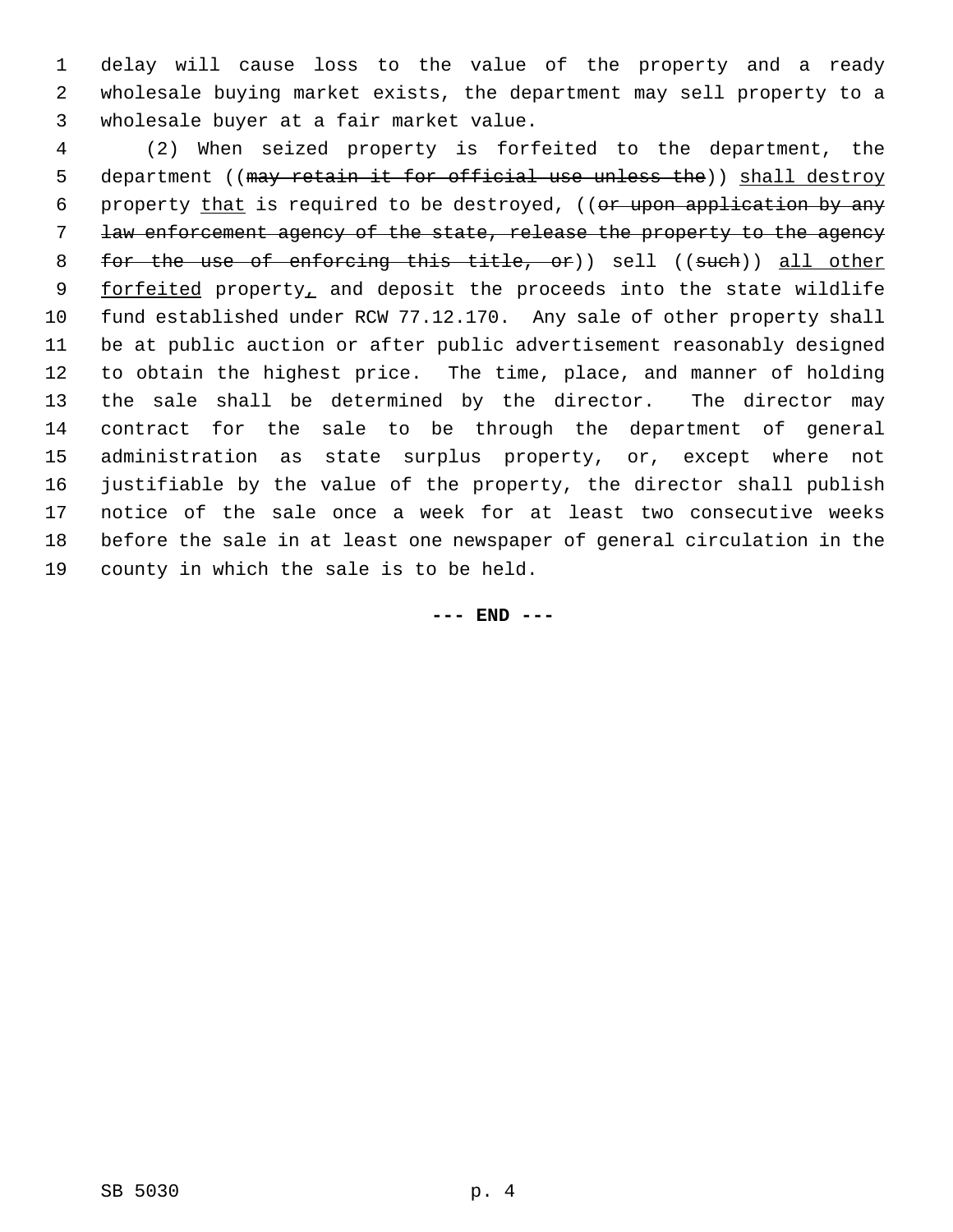delay will cause loss to the value of the property and a ready wholesale buying market exists, the department may sell property to a wholesale buyer at a fair market value.

(2) When seized property is forfeited to the department, the department ((~~may retain it for official use unless the~~)) <u>shall destroy</u> property <u>that</u> is required to be destroyed, ((~~or upon application by any law enforcement agency of the state, release the property to the agency for the use of enforcing this title, or~~)) sell ((~~such~~)) <u>all other forfeited</u> property<u>,</u> and deposit the proceeds into the state wildlife fund established under RCW 77.12.170. Any sale of other property shall be at public auction or after public advertisement reasonably designed to obtain the highest price. The time, place, and manner of holding the sale shall be determined by the director. The director may contract for the sale to be through the department of general administration as state surplus property, or, except where not justifiable by the value of the property, the director shall publish notice of the sale once a week for at least two consecutive weeks before the sale in at least one newspaper of general circulation in the county in which the sale is to be held.

**--- END ---**